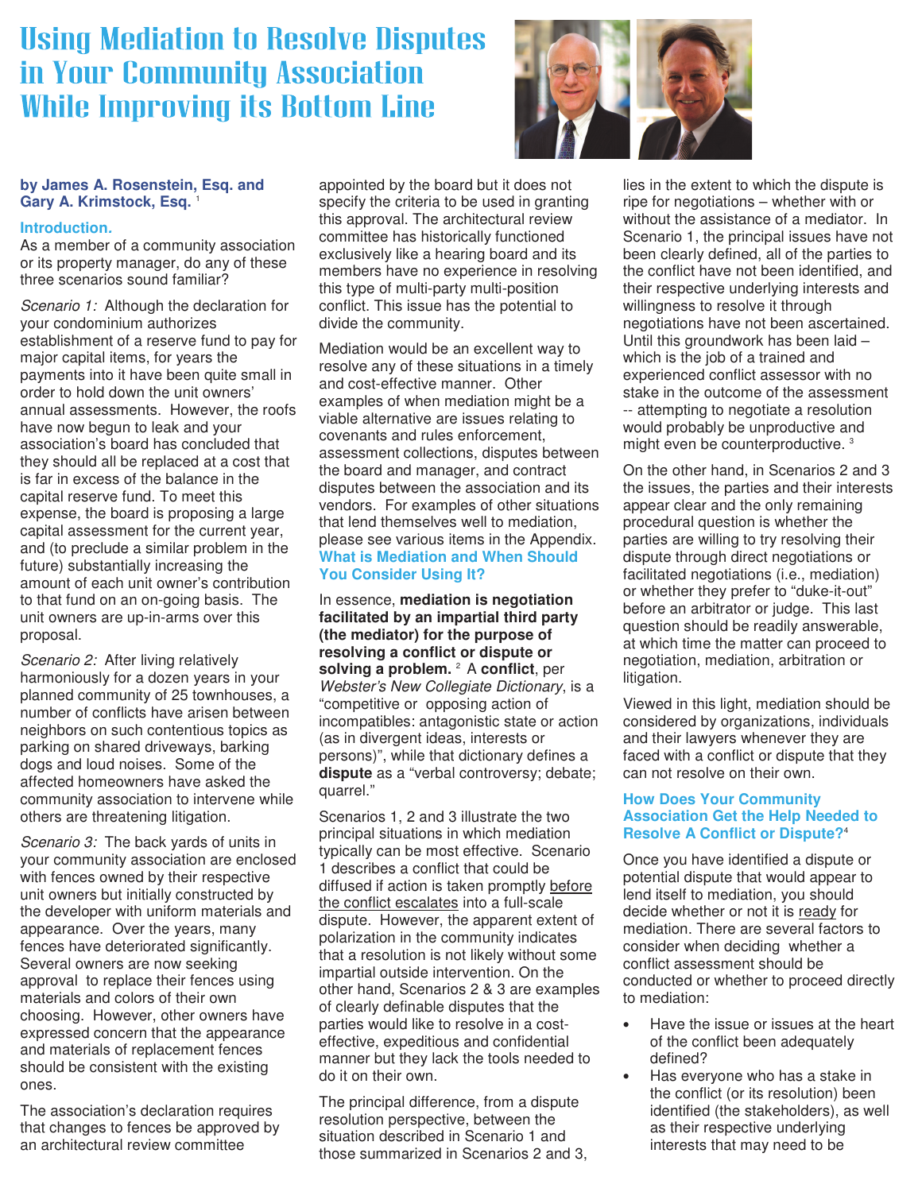# Using Mediation to Resolve Disputes in Your Community Association While Improving its Bottom Line

**by James A. Rosenstein, Esq. and Gary A. Krimstock, Esq.** [1]

## Introduction.

As a member of a community association or its property manager, do any of these three scenarios sound familiar?

*Scenario 1:* Although the declaration for your condominium authorizes establishment of a reserve fund to pay for major capital items, for years the payments into it have been quite small in order to hold down the unit owners' annual assessments. However, the roofs have now begun to leak and your association's board has concluded that they should all be replaced at a cost that is far in excess of the balance in the capital reserve fund. To meet this expense, the board is proposing a large capital assessment for the current year, and (to preclude a similar problem in the future) substantially increasing the amount of each unit owner's contribution to that fund on an on-going basis. The unit owners are up-in-arms over this proposal.

*Scenario 2:* After living relatively harmoniously for a dozen years in your planned community of 25 townhouses, a number of conflicts have arisen between neighbors on such contentious topics as parking on shared driveways, barking dogs and loud noises. Some of the affected homeowners have asked the community association to intervene while others are threatening litigation.

*Scenario 3:* The back yards of units in your community association are enclosed with fences owned by their respective unit owners but initially constructed by the developer with uniform materials and appearance. Over the years, many fences have deteriorated significantly. Several owners are now seeking approval to replace their fences using materials and colors of their own choosing. However, other owners have expressed concern that the appearance and materials of replacement fences should be consistent with the existing ones.

The association's declaration requires that changes to fences be approved by an architectural review committee appointed by the board but it does not specify the criteria to be used in granting this approval. The architectural review committee has historically functioned exclusively like a hearing board and its members have no experience in resolving this type of multi-party multi-position conflict. This issue has the potential to divide the community.

Mediation would be an excellent way to resolve any of these situations in a timely and cost-effective manner. Other examples of when mediation might be a viable alternative are issues relating to covenants and rules enforcement, assessment collections, disputes between the board and manager, and contract disputes between the association and its vendors. For examples of other situations that lend themselves well to mediation, please see various items in the Appendix.

## What is Mediation and When Should You Consider Using It?

In essence, **mediation is negotiation facilitated by an impartial third party (the mediator) for the purpose of resolving a conflict or dispute or solving a problem.** [2] A **conflict**, per *Webster's New Collegiate Dictionary*, is a "competitive or opposing action of incompatibles: antagonistic state or action (as in divergent ideas, interests or persons)", while that dictionary defines a **dispute** as a "verbal controversy; debate; quarrel."

Scenarios 1, 2 and 3 illustrate the two principal situations in which mediation typically can be most effective. Scenario 1 describes a conflict that could be diffused if action is taken promptly before the conflict escalates into a full-scale dispute. However, the apparent extent of polarization in the community indicates that a resolution is not likely without some impartial outside intervention. On the other hand, Scenarios 2 & 3 are examples of clearly definable disputes that the parties would like to resolve in a cost-effective, expeditious and confidential manner but they lack the tools needed to do it on their own.

The principal difference, from a dispute resolution perspective, between the situation described in Scenario 1 and those summarized in Scenarios 2 and 3, lies in the extent to which the dispute is ripe for negotiations – whether with or without the assistance of a mediator. In Scenario 1, the principal issues have not been clearly defined, all of the parties to the conflict have not been identified, and their respective underlying interests and willingness to resolve it through negotiations have not been ascertained. Until this groundwork has been laid – which is the job of a trained and experienced conflict assessor with no stake in the outcome of the assessment -- attempting to negotiate a resolution would probably be unproductive and might even be counterproductive. [3]

On the other hand, in Scenarios 2 and 3 the issues, the parties and their interests appear clear and the only remaining procedural question is whether the parties are willing to try resolving their dispute through direct negotiations or facilitated negotiations (i.e., mediation) or whether they prefer to "duke-it-out" before an arbitrator or judge. This last question should be readily answerable, at which time the matter can proceed to negotiation, mediation, arbitration or litigation.

Viewed in this light, mediation should be considered by organizations, individuals and their lawyers whenever they are faced with a conflict or dispute that they can not resolve on their own.

## How Does Your Community Association Get the Help Needed to Resolve A Conflict or Dispute?[4]

Once you have identified a dispute or potential dispute that would appear to lend itself to mediation, you should decide whether or not it is ready for mediation. There are several factors to consider when deciding whether a conflict assessment should be conducted or whether to proceed directly to mediation:

- Have the issue or issues at the heart of the conflict been adequately defined?
- Has everyone who has a stake in the conflict (or its resolution) been identified (the stakeholders), as well as their respective underlying interests that may need to be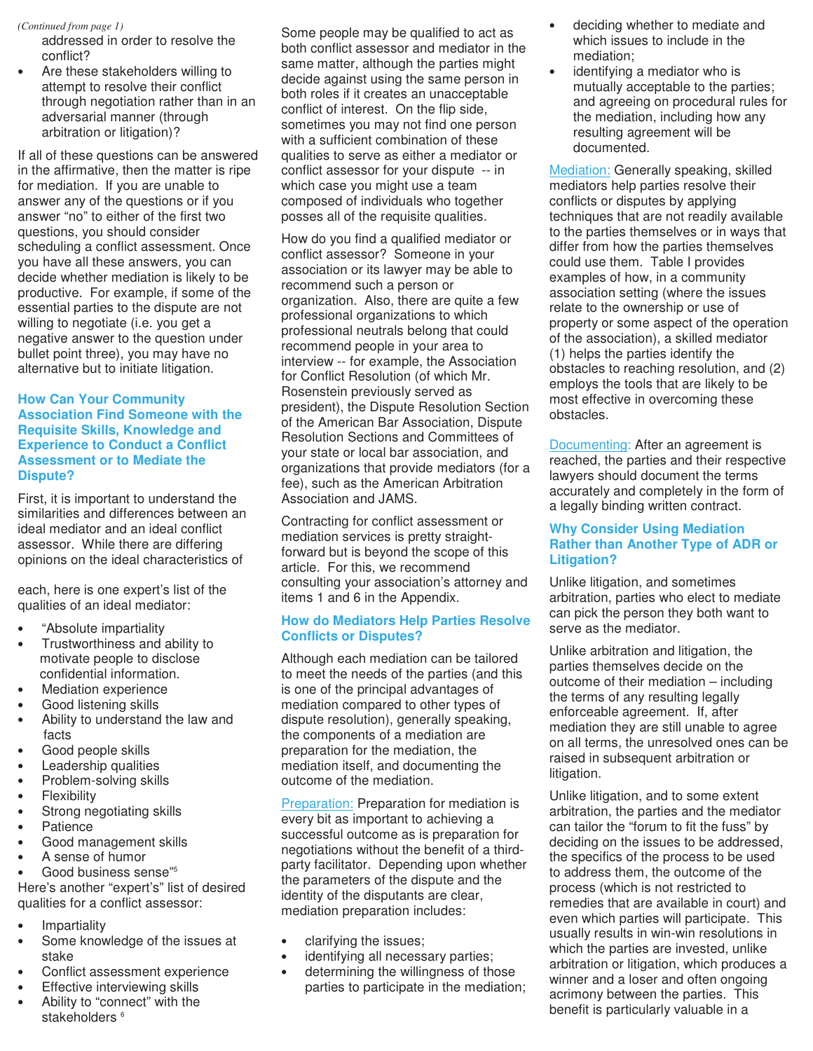*(Continued from page 1)*

addressed in order to resolve the conflict?

- Are these stakeholders willing to attempt to resolve their conflict through negotiation rather than in an adversarial manner (through arbitration or litigation)?

If all of these questions can be answered in the affirmative, then the matter is ripe for mediation. If you are unable to answer any of the questions or if you answer "no" to either of the first two questions, you should consider scheduling a conflict assessment. Once you have all these answers, you can decide whether mediation is likely to be productive. For example, if some of the essential parties to the dispute are not willing to negotiate (i.e. you get a negative answer to the question under bullet point three), you may have no alternative but to initiate litigation.

## How Can Your Community Association Find Someone with the Requisite Skills, Knowledge and Experience to Conduct a Conflict Assessment or to Mediate the Dispute?

First, it is important to understand the similarities and differences between an ideal mediator and an ideal conflict assessor. While there are differing opinions on the ideal characteristics of each, here is one expert's list of the qualities of an ideal mediator:

- "Absolute impartiality
- Trustworthiness and ability to motivate people to disclose confidential information.
- Mediation experience
- Good listening skills
- Ability to understand the law and facts
- Good people skills
- Leadership qualities
- Problem-solving skills
- Flexibility
- Strong negotiating skills
- Patience
- Good management skills
- A sense of humor
- Good business sense"[5]

Here's another "expert's" list of desired qualities for a conflict assessor:

- Impartiality
- Some knowledge of the issues at stake
- Conflict assessment experience
- Effective interviewing skills
- Ability to "connect" with the stakeholders [6]

Some people may be qualified to act as both conflict assessor and mediator in the same matter, although the parties might decide against using the same person in both roles if it creates an unacceptable conflict of interest. On the flip side, sometimes you may not find one person with a sufficient combination of these qualities to serve as either a mediator or conflict assessor for your dispute -- in which case you might use a team composed of individuals who together posses all of the requisite qualities.

How do you find a qualified mediator or conflict assessor? Someone in your association or its lawyer may be able to recommend such a person or organization. Also, there are quite a few professional organizations to which professional neutrals belong that could recommend people in your area to interview -- for example, the Association for Conflict Resolution (of which Mr. Rosenstein previously served as president), the Dispute Resolution Section of the American Bar Association, Dispute Resolution Sections and Committees of your state or local bar association, and organizations that provide mediators (for a fee), such as the American Arbitration Association and JAMS.

Contracting for conflict assessment or mediation services is pretty straight-forward but is beyond the scope of this article. For this, we recommend consulting your association's attorney and items 1 and 6 in the Appendix.

## How do Mediators Help Parties Resolve Conflicts or Disputes?

Although each mediation can be tailored to meet the needs of the parties (and this is one of the principal advantages of mediation compared to other types of dispute resolution), generally speaking, the components of a mediation are preparation for the mediation, the mediation itself, and documenting the outcome of the mediation.

Preparation: Preparation for mediation is every bit as important to achieving a successful outcome as is preparation for negotiations without the benefit of a third-party facilitator. Depending upon whether the parameters of the dispute and the identity of the disputants are clear, mediation preparation includes:

- clarifying the issues;
- identifying all necessary parties;
- determining the willingness of those parties to participate in the mediation;
- deciding whether to mediate and which issues to include in the mediation;
- identifying a mediator who is mutually acceptable to the parties; and agreeing on procedural rules for the mediation, including how any resulting agreement will be documented.

Mediation: Generally speaking, skilled mediators help parties resolve their conflicts or disputes by applying techniques that are not readily available to the parties themselves or in ways that differ from how the parties themselves could use them. Table I provides examples of how, in a community association setting (where the issues relate to the ownership or use of property or some aspect of the operation of the association), a skilled mediator (1) helps the parties identify the obstacles to reaching resolution, and (2) employs the tools that are likely to be most effective in overcoming these obstacles.

Documenting: After an agreement is reached, the parties and their respective lawyers should document the terms accurately and completely in the form of a legally binding written contract.

## Why Consider Using Mediation Rather than Another Type of ADR or Litigation?

Unlike litigation, and sometimes arbitration, parties who elect to mediate can pick the person they both want to serve as the mediator.

Unlike arbitration and litigation, the parties themselves decide on the outcome of their mediation – including the terms of any resulting legally enforceable agreement. If, after mediation they are still unable to agree on all terms, the unresolved ones can be raised in subsequent arbitration or litigation.

Unlike litigation, and to some extent arbitration, the parties and the mediator can tailor the "forum to fit the fuss" by deciding on the issues to be addressed, the specifics of the process to be used to address them, the outcome of the process (which is not restricted to remedies that are available in court) and even which parties will participate. This usually results in win-win resolutions in which the parties are invested, unlike arbitration or litigation, which produces a winner and a loser and often ongoing acrimony between the parties. This benefit is particularly valuable in a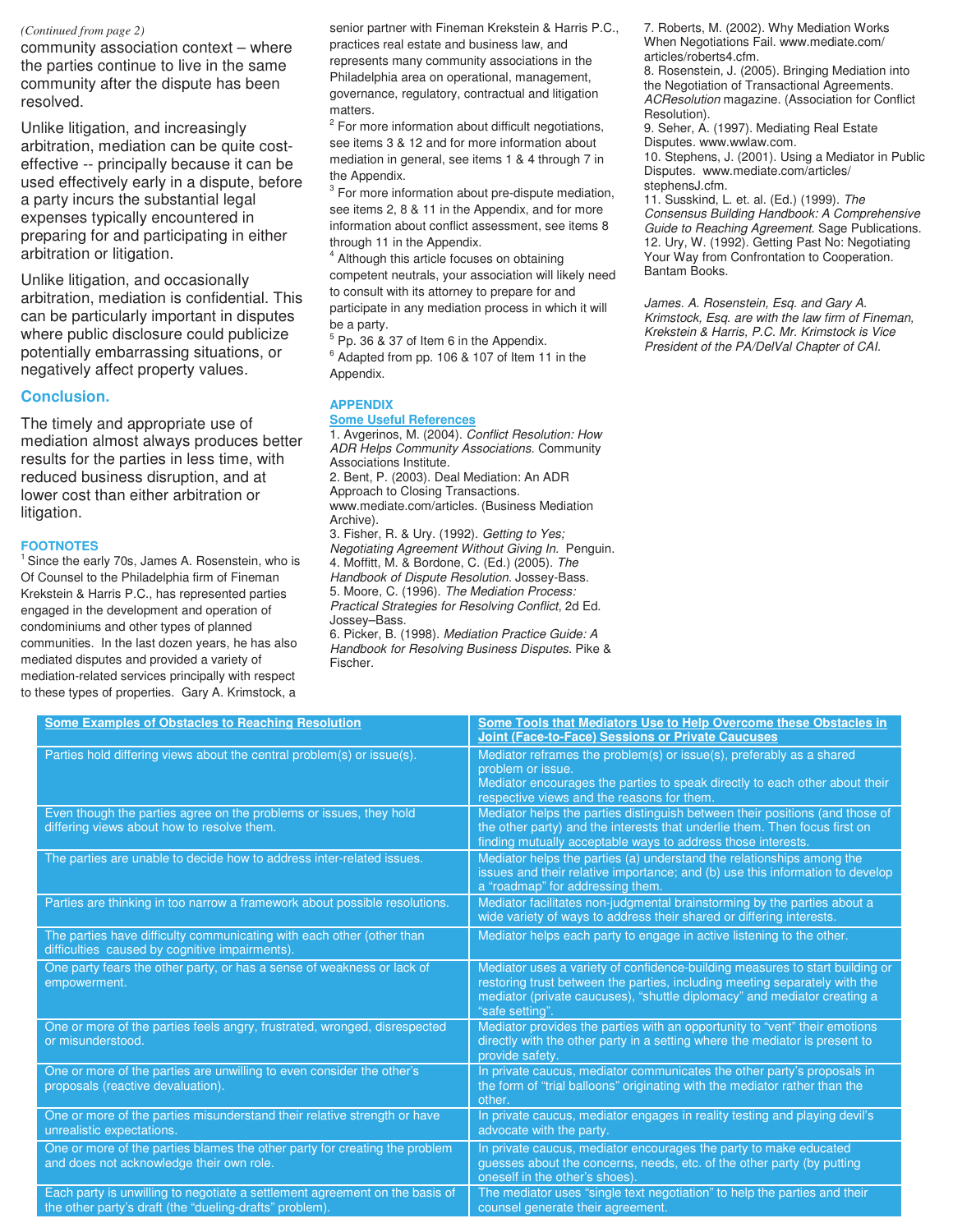*(Continued from page 2)*

community association context – where the parties continue to live in the same community after the dispute has been resolved.

Unlike litigation, and increasingly arbitration, mediation can be quite cost-effective -- principally because it can be used effectively early in a dispute, before a party incurs the substantial legal expenses typically encountered in preparing for and participating in either arbitration or litigation.

Unlike litigation, and occasionally arbitration, mediation is confidential. This can be particularly important in disputes where public disclosure could publicize potentially embarrassing situations, or negatively affect property values.

## Conclusion.

The timely and appropriate use of mediation almost always produces better results for the parties in less time, with reduced business disruption, and at lower cost than either arbitration or litigation.

### FOOTNOTES

[1] Since the early 70s, James A. Rosenstein, who is Of Counsel to the Philadelphia firm of Fineman Krekstein & Harris P.C., has represented parties engaged in the development and operation of condominiums and other types of planned communities. In the last dozen years, he has also mediated disputes and provided a variety of mediation-related services principally with respect to these types of properties. Gary A. Krimstock, a senior partner with Fineman Krekstein & Harris P.C., practices real estate and business law, and represents many community associations in the Philadelphia area on operational, management, governance, regulatory, contractual and litigation matters.

[2] For more information about difficult negotiations, see items 3 & 12 and for more information about mediation in general, see items 1 & 4 through 7 in the Appendix.

[3] For more information about pre-dispute mediation, see items 2, 8 & 11 in the Appendix, and for more information about conflict assessment, see items 8 through 11 in the Appendix.

[4] Although this article focuses on obtaining competent neutrals, your association will likely need to consult with its attorney to prepare for and participate in any mediation process in which it will be a party.

[5] Pp. 36 & 37 of Item 6 in the Appendix.

[6] Adapted from pp. 106 & 107 of Item 11 in the Appendix.

### APPENDIX

**Some Useful References**

1. Avgerinos, M. (2004). *Conflict Resolution: How ADR Helps Community Associations*. Community Associations Institute.
2. Bent, P. (2003). Deal Mediation: An ADR Approach to Closing Transactions. www.mediate.com/articles. (Business Mediation Archive).
3. Fisher, R. & Ury. (1992). *Getting to Yes; Negotiating Agreement Without Giving In.* Penguin.
4. Moffitt, M. & Bordone, C. (Ed.) (2005). *The Handbook of Dispute Resolution*. Jossey-Bass.
5. Moore, C. (1996). *The Mediation Process: Practical Strategies for Resolving Conflict*, 2d Ed. Jossey–Bass.
6. Picker, B. (1998). *Mediation Practice Guide: A Handbook for Resolving Business Disputes.* Pike & Fischer.
7. Roberts, M. (2002). Why Mediation Works When Negotiations Fail. www.mediate.com/articles/roberts4.cfm.
8. Rosenstein, J. (2005). Bringing Mediation into the Negotiation of Transactional Agreements. *ACResolution* magazine. (Association for Conflict Resolution).
9. Seher, A. (1997). Mediating Real Estate Disputes. www.wwlaw.com.
10. Stephens, J. (2001). Using a Mediator in Public Disputes. www.mediate.com/articles/stephensJ.cfm.
11. Susskind, L. et. al. (Ed.) (1999). *The Consensus Building Handbook: A Comprehensive Guide to Reaching Agreement*. Sage Publications.
12. Ury, W. (1992). Getting Past No: Negotiating Your Way from Confrontation to Cooperation. Bantam Books.

*James. A. Rosenstein, Esq. and Gary A. Krimstock, Esq. are with the law firm of Fineman, Krekstein & Harris, P.C. Mr. Krimstock is Vice President of the PA/DelVal Chapter of CAI.*

| Some Examples of Obstacles to Reaching Resolution | Some Tools that Mediators Use to Help Overcome these Obstacles in Joint (Face-to-Face) Sessions or Private Caucuses |
|---|---|
| Parties hold differing views about the central problem(s) or issue(s). | Mediator reframes the problem(s) or issue(s), preferably as a shared problem or issue. Mediator encourages the parties to speak directly to each other about their respective views and the reasons for them. |
| Even though the parties agree on the problems or issues, they hold differing views about how to resolve them. | Mediator helps the parties distinguish between their positions (and those of the other party) and the interests that underlie them. Then focus first on finding mutually acceptable ways to address those interests. |
| The parties are unable to decide how to address inter-related issues. | Mediator helps the parties (a) understand the relationships among the issues and their relative importance; and (b) use this information to develop a "roadmap" for addressing them. |
| Parties are thinking in too narrow a framework about possible resolutions. | Mediator facilitates non-judgmental brainstorming by the parties about a wide variety of ways to address their shared or differing interests. |
| The parties have difficulty communicating with each other (other than difficulties caused by cognitive impairments). | Mediator helps each party to engage in active listening to the other. |
| One party fears the other party, or has a sense of weakness or lack of empowerment. | Mediator uses a variety of confidence-building measures to start building or restoring trust between the parties, including meeting separately with the mediator (private caucuses), "shuttle diplomacy" and mediator creating a "safe setting". |
| One or more of the parties feels angry, frustrated, wronged, disrespected or misunderstood. | Mediator provides the parties with an opportunity to "vent" their emotions directly with the other party in a setting where the mediator is present to provide safety. |
| One or more of the parties are unwilling to even consider the other's proposals (reactive devaluation). | In private caucus, mediator communicates the other party's proposals in the form of "trial balloons" originating with the mediator rather than the other. |
| One or more of the parties misunderstand their relative strength or have unrealistic expectations. | In private caucus, mediator engages in reality testing and playing devil's advocate with the party. |
| One or more of the parties blames the other party for creating the problem and does not acknowledge their own role. | In private caucus, mediator encourages the party to make educated guesses about the concerns, needs, etc. of the other party (by putting oneself in the other's shoes). |
| Each party is unwilling to negotiate a settlement agreement on the basis of the other party's draft (the "dueling-drafts" problem). | The mediator uses "single text negotiation" to help the parties and their counsel generate their agreement. |